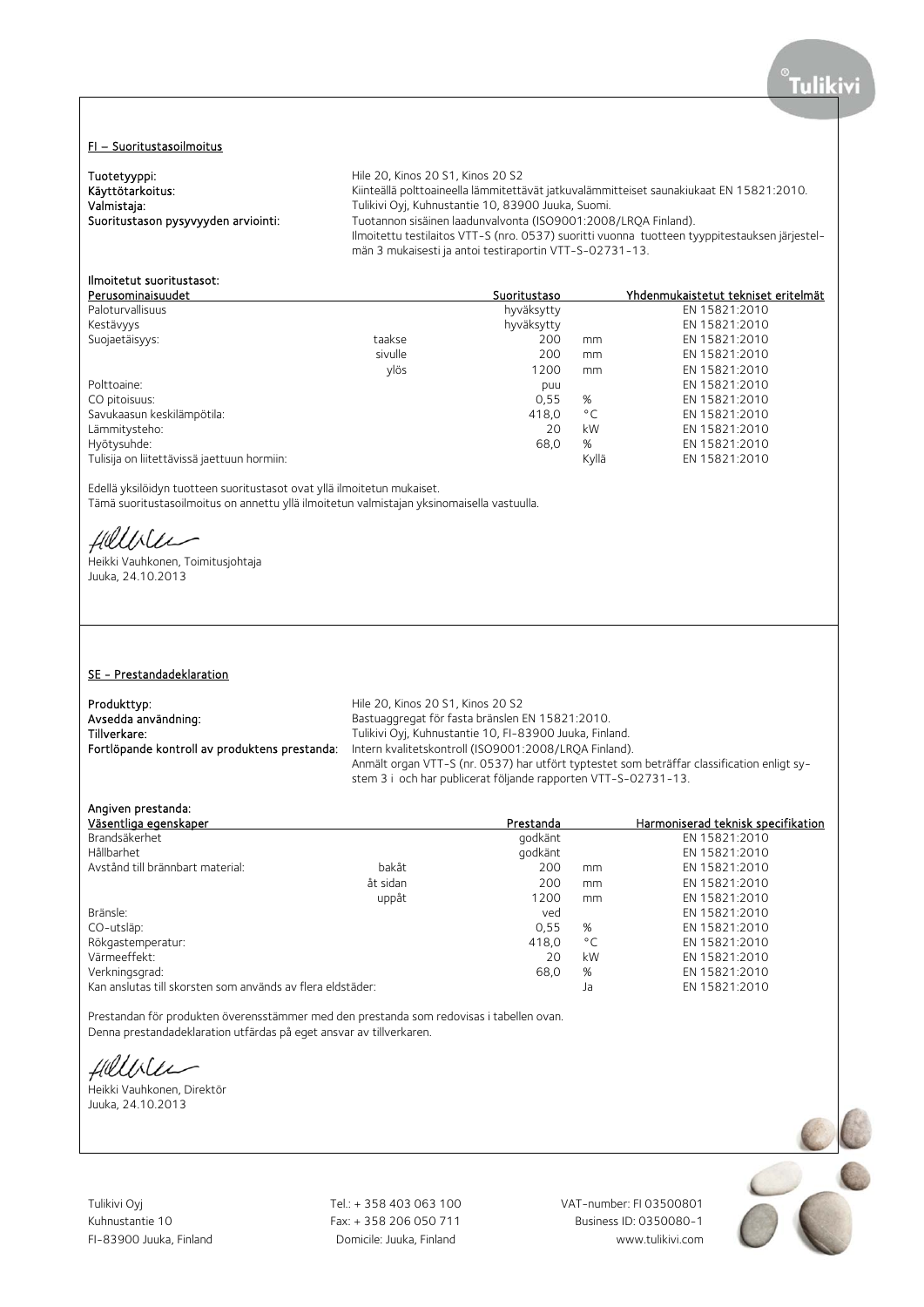## FI – Suoritustasoilmoitus

**Tuotetyyppi:** Hile 20, Kinos 20 S1, Kinos 20 S2
**Käyttötarkoitus:** Kiinteällä polttoaineella lämmitettävät jatkuvalämmitteiset saunakiukaat EN 15821:2010.
**Valmistaja:** Tulikivi Oyj, Kuhnustantie 10, 83900 Juuka, Suomi.
**Suoritustason pysyvyyden arviointi:** Tuotannon sisäinen laadunvalvonta (ISO9001:2008/LRQA Finland).
Ilmoitettu testilaitos VTT-S (nro. 0537) suoritti vuonna tuotteen tyyppitestauksen järjestelmän 3 mukaisesti ja antoi testiraportin VTT-S-02731-13.

**Ilmoitetut suoritustasot:**

| Perusominaisuudet | | Suoritustaso | | Yhdenmukaistetut tekniset eritelmät |
|---|---|---|---|---|
| Paloturvallisuus | | hyväksytty | | EN 15821:2010 |
| Kestävyys | | hyväksytty | | EN 15821:2010 |
| Suojaetäisyys: | taakse | 200 | mm | EN 15821:2010 |
| | sivulle | 200 | mm | EN 15821:2010 |
| | ylös | 1200 | mm | EN 15821:2010 |
| Polttoaine: | | puu | | EN 15821:2010 |
| CO pitoisuus: | | 0,55 | % | EN 15821:2010 |
| Savukaasun keskilämpötila: | | 418,0 | °C | EN 15821:2010 |
| Lämmitysteho: | | 20 | kW | EN 15821:2010 |
| Hyötysuhde: | | 68,0 | % | EN 15821:2010 |
| Tulisija on liitettävissä jaettuun hormiin: | | | Kyllä | EN 15821:2010 |

Edellä yksilöidyn tuotteen suoritustasot ovat yllä ilmoitetun mukaiset.
Tämä suoritustasoilmoitus on annettu yllä ilmoitetun valmistajan yksinomaisella vastuulla.

Heikki Vauhkonen, Toimitusjohtaja
Juuka, 24.10.2013

## SE - Prestandadeklaration

**Produkttyp:** Hile 20, Kinos 20 S1, Kinos 20 S2
**Avsedda användning:** Bastuaggregat för fasta bränslen EN 15821:2010.
**Tillverkare:** Tulikivi Oyj, Kuhnustantie 10, FI-83900 Juuka, Finland.
**Fortlöpande kontroll av produktens prestanda:** Intern kvalitetskontroll (ISO9001:2008/LRQA Finland).
Anmält organ VTT-S (nr. 0537) har utfört typtestet som beträffar classification enligt system 3 i och har publicerat följande rapporten VTT-S-02731-13.

**Angiven prestanda:**

| Väsentliga egenskaper | | Prestanda | | Harmoniserad teknisk specifikation |
|---|---|---|---|---|
| Brandsäkerhet | | godkänt | | EN 15821:2010 |
| Hållbarhet | | godkänt | | EN 15821:2010 |
| Avstånd till brännbart material: | bakåt | 200 | mm | EN 15821:2010 |
| | åt sidan | 200 | mm | EN 15821:2010 |
| | uppåt | 1200 | mm | EN 15821:2010 |
| Bränsle: | | ved | | EN 15821:2010 |
| CO-utsläp: | | 0,55 | % | EN 15821:2010 |
| Rökgastemperatur: | | 418,0 | °C | EN 15821:2010 |
| Värmeeffekt: | | 20 | kW | EN 15821:2010 |
| Verkningsgrad: | | 68,0 | % | EN 15821:2010 |
| Kan anslutas till skorsten som används av flera eldstäder: | | | Ja | EN 15821:2010 |

Prestandan för produkten överensstämmer med den prestanda som redovisas i tabellen ovan.
Denna prestandadeklaration utfärdas på eget ansvar av tillverkaren.

Heikki Vauhkonen, Direktör
Juuka, 24.10.2013

Tulikivi Oyj
Kuhnustantie 10
FI-83900 Juuka, Finland

Tel.: + 358 403 063 100
Fax: + 358 206 050 711
Domicile: Juuka, Finland

VAT-number: FI 03500801
Business ID: 0350080-1
www.tulikivi.com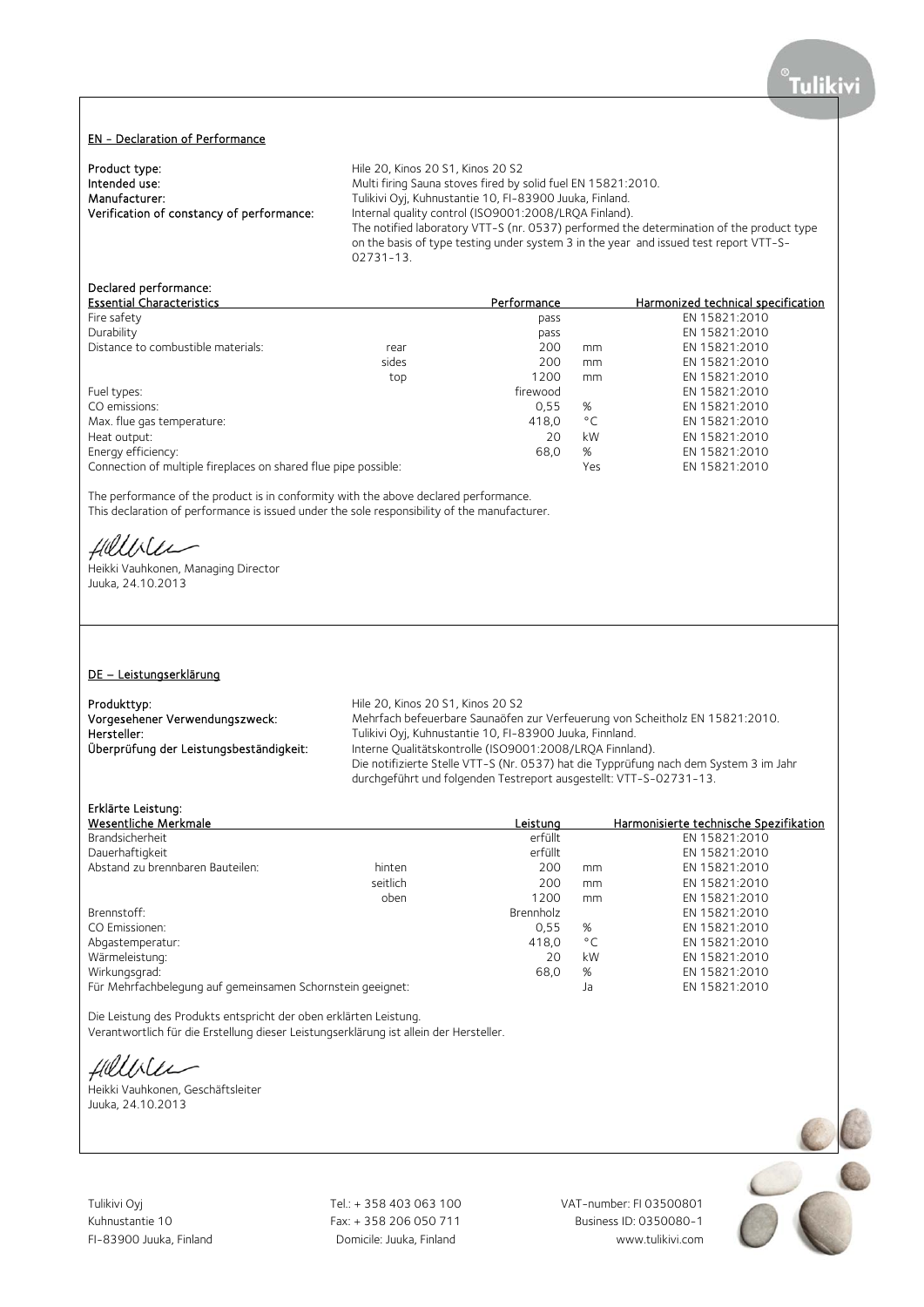## EN - Declaration of Performance

**Product type:** Hile 20, Kinos 20 S1, Kinos 20 S2
**Intended use:** Multi firing Sauna stoves fired by solid fuel EN 15821:2010.
**Manufacturer:** Tulikivi Oyj, Kuhnustantie 10, FI-83900 Juuka, Finland.
**Verification of constancy of performance:** Internal quality control (ISO9001:2008/LRQA Finland).
The notified laboratory VTT-S (nr. 0537) performed the determination of the product type on the basis of type testing under system 3 in the year and issued test report VTT-S-02731-13.

**Declared performance:**

| Essential Characteristics | | Performance | | Harmonized technical specification |
|---|---|---|---|---|
| Fire safety | | pass | | EN 15821:2010 |
| Durability | | pass | | EN 15821:2010 |
| Distance to combustible materials: | rear | 200 | mm | EN 15821:2010 |
| | sides | 200 | mm | EN 15821:2010 |
| | top | 1200 | mm | EN 15821:2010 |
| Fuel types: | | firewood | | EN 15821:2010 |
| CO emissions: | | 0,55 | % | EN 15821:2010 |
| Max. flue gas temperature: | | 418,0 | °C | EN 15821:2010 |
| Heat output: | | 20 | kW | EN 15821:2010 |
| Energy efficiency: | | 68,0 | % | EN 15821:2010 |
| Connection of multiple fireplaces on shared flue pipe possible: | | | Yes | EN 15821:2010 |

The performance of the product is in conformity with the above declared performance.
This declaration of performance is issued under the sole responsibility of the manufacturer.

Heikki Vauhkonen, Managing Director
Juuka, 24.10.2013

## DE – Leistungserklärung

**Produkttyp:** Hile 20, Kinos 20 S1, Kinos 20 S2
**Vorgesehener Verwendungszweck:** Mehrfach befeuerbare Saunaöfen zur Verfeuerung von Scheitholz EN 15821:2010.
**Hersteller:** Tulikivi Oyj, Kuhnustantie 10, FI-83900 Juuka, Finnland.
**Überprüfung der Leistungsbeständigkeit:** Interne Qualitätskontrolle (ISO9001:2008/LRQA Finnland).
Die notifizierte Stelle VTT-S (Nr. 0537) hat die Typprüfung nach dem System 3 im Jahr durchgeführt und folgenden Testreport ausgestellt: VTT-S-02731-13.

**Erklärte Leistung:**

| Wesentliche Merkmale | | Leistung | | Harmonisierte technische Spezifikation |
|---|---|---|---|---|
| Brandsicherheit | | erfüllt | | EN 15821:2010 |
| Dauerhaftigkeit | | erfüllt | | EN 15821:2010 |
| Abstand zu brennbaren Bauteilen: | hinten | 200 | mm | EN 15821:2010 |
| | seitlich | 200 | mm | EN 15821:2010 |
| | oben | 1200 | mm | EN 15821:2010 |
| Brennstoff: | | Brennholz | | EN 15821:2010 |
| CO Emissionen: | | 0,55 | % | EN 15821:2010 |
| Abgastemperatur: | | 418,0 | °C | EN 15821:2010 |
| Wärmeleistung: | | 20 | kW | EN 15821:2010 |
| Wirkungsgrad: | | 68,0 | % | EN 15821:2010 |
| Für Mehrfachbelegung auf gemeinsamen Schornstein geeignet: | | | Ja | EN 15821:2010 |

Die Leistung des Produkts entspricht der oben erklärten Leistung.
Verantwortlich für die Erstellung dieser Leistungserklärung ist allein der Hersteller.

Heikki Vauhkonen, Geschäftsleiter
Juuka, 24.10.2013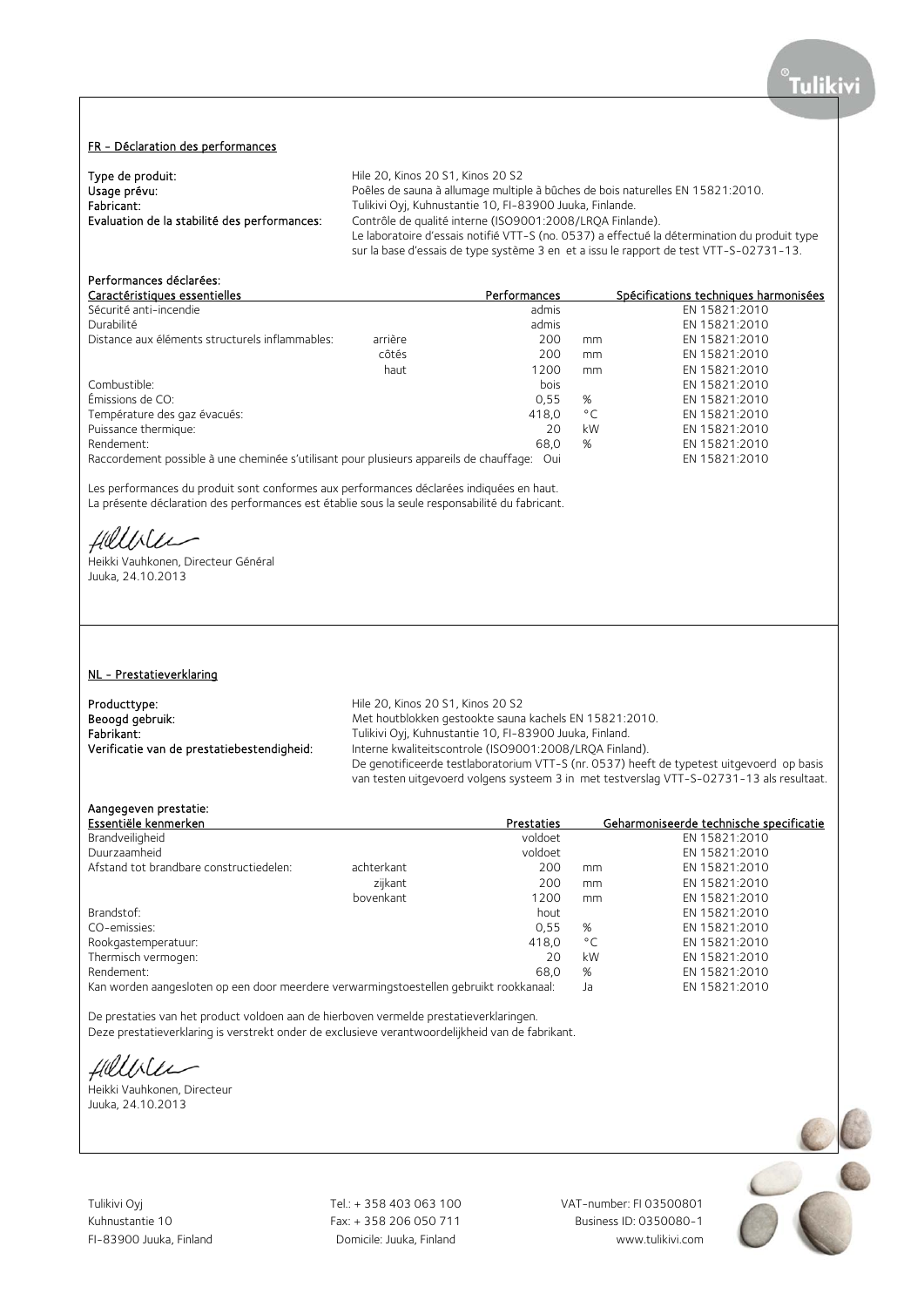## FR - Déclaration des performances

**Type de produit:** Hile 20, Kinos 20 S1, Kinos 20 S2
**Usage prévu:** Poêles de sauna à allumage multiple à bûches de bois naturelles EN 15821:2010.
**Fabricant:** Tulikivi Oyj, Kuhnustantie 10, FI-83900 Juuka, Finlande.
**Evaluation de la stabilité des performances:** Contrôle de qualité interne (ISO9001:2008/LRQA Finlande).
Le laboratoire d'essais notifié VTT-S (no. 0537) a effectué la détermination du produit type sur la base d'essais de type système 3 en et a issu le rapport de test VTT-S-02731-13.

**Performances déclarées:**

| Caractéristiques essentielles | | Performances | | Spécifications techniques harmonisées |
|---|---|---|---|---|
| Sécurité anti-incendie | | admis | | EN 15821:2010 |
| Durabilité | | admis | | EN 15821:2010 |
| Distance aux éléments structurels inflammables: | arrière | 200 | mm | EN 15821:2010 |
| | côtés | 200 | mm | EN 15821:2010 |
| | haut | 1200 | mm | EN 15821:2010 |
| Combustible: | | bois | | EN 15821:2010 |
| Émissions de CO: | | 0,55 | % | EN 15821:2010 |
| Température des gaz évacués: | | 418,0 | °C | EN 15821:2010 |
| Puissance thermique: | | 20 | kW | EN 15821:2010 |
| Rendement: | | 68,0 | % | EN 15821:2010 |
| Raccordement possible à une cheminée s'utilisant pour plusieurs appareils de chauffage: | | Oui | | EN 15821:2010 |

Les performances du produit sont conformes aux performances déclarées indiquées en haut.
La présente déclaration des performances est établie sous la seule responsabilité du fabricant.

Heikki Vauhkonen, Directeur Général
Juuka, 24.10.2013

## NL - Prestatieverklaring

**Producttype:** Hile 20, Kinos 20 S1, Kinos 20 S2
**Beoogd gebruik:** Met houtblokken gestookte sauna kachels EN 15821:2010.
**Fabrikant:** Tulikivi Oyj, Kuhnustantie 10, FI-83900 Juuka, Finland.
**Verificatie van de prestatiebestendigheid:** Interne kwaliteitscontrole (ISO9001:2008/LRQA Finland).
De genotificeerde testlaboratorium VTT-S (nr. 0537) heeft de typetest uitgevoerd op basis van testen uitgevoerd volgens systeem 3 in met testverslag VTT-S-02731-13 als resultaat.

**Aangegeven prestatie:**

| Essentiële kenmerken | | Prestaties | | Geharmoniseerde technische specificatie |
|---|---|---|---|---|
| Brandveiligheid | | voldoet | | EN 15821:2010 |
| Duurzaamheid | | voldoet | | EN 15821:2010 |
| Afstand tot brandbare constructiedelen: | achterkant | 200 | mm | EN 15821:2010 |
| | zijkant | 200 | mm | EN 15821:2010 |
| | bovenkant | 1200 | mm | EN 15821:2010 |
| Brandstof: | | hout | | EN 15821:2010 |
| CO-emissies: | | 0,55 | % | EN 15821:2010 |
| Rookgastemperatuur: | | 418,0 | °C | EN 15821:2010 |
| Thermisch vermogen: | | 20 | kW | EN 15821:2010 |
| Rendement: | | 68,0 | % | EN 15821:2010 |
| Kan worden aangesloten op een door meerdere verwarmingstoestellen gebruikt rookkanaal: | | | Ja | EN 15821:2010 |

De prestaties van het product voldoen aan de hierboven vermelde prestatieverklaringen.
Deze prestatieverklaring is verstrekt onder de exclusieve verantwoordelijkheid van de fabrikant.

Heikki Vauhkonen, Directeur
Juuka, 24.10.2013

Tulikivi Oyj
Kuhnustantie 10
FI-83900 Juuka, Finland

Tel.: + 358 403 063 100
Fax: + 358 206 050 711
Domicile: Juuka, Finland

VAT-number: FI 03500801
Business ID: 0350080-1
www.tulikivi.com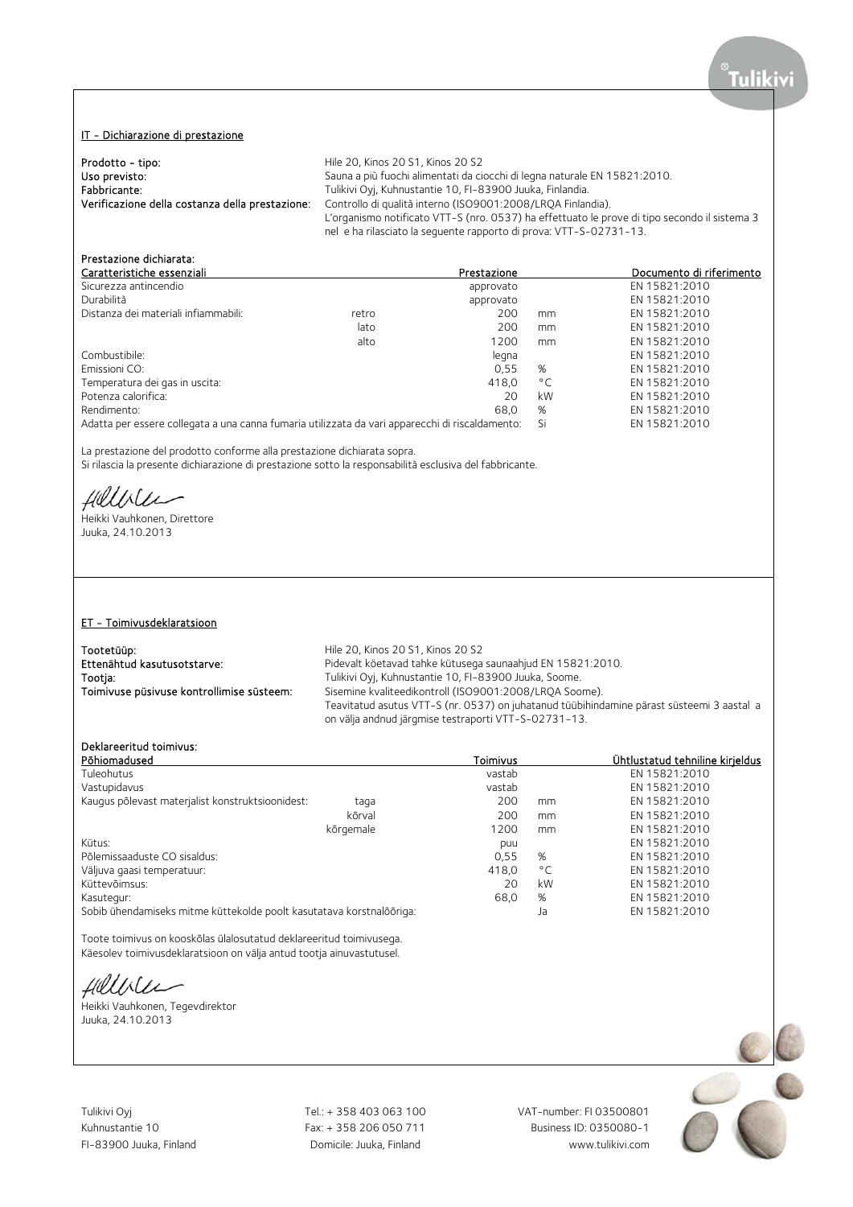## IT - Dichiarazione di prestazione

**Prodotto - tipo:** Hile 20, Kinos 20 S1, Kinos 20 S2
**Uso previsto:** Sauna a più fuochi alimentati da ciocchi di legna naturale EN 15821:2010.
**Fabbricante:** Tulikivi Oyj, Kuhnustantie 10, FI-83900 Juuka, Finlandia.
**Verificazione della costanza della prestazione:** Controllo di qualità interno (ISO9001:2008/LRQA Finlandia).
L'organismo notificato VTT-S (nro. 0537) ha effettuato le prove di tipo secondo il sistema 3 nel e ha rilasciato la seguente rapporto di prova: VTT-S-02731-13.

**Prestazione dichiarata:**

| Caratteristiche essenziali | | Prestazione | | Documento di riferimento |
|---|---|---|---|---|
| Sicurezza antincendio | | approvato | | EN 15821:2010 |
| Durabilità | | approvato | | EN 15821:2010 |
| Distanza dei materiali infiammabili: | retro | 200 | mm | EN 15821:2010 |
| | lato | 200 | mm | EN 15821:2010 |
| | alto | 1200 | mm | EN 15821:2010 |
| Combustibile: | | legna | | EN 15821:2010 |
| Emissioni CO: | | 0,55 | % | EN 15821:2010 |
| Temperatura dei gas in uscita: | | 418,0 | °C | EN 15821:2010 |
| Potenza calorifica: | | 20 | kW | EN 15821:2010 |
| Rendimento: | | 68,0 | % | EN 15821:2010 |
| Adatta per essere collegata a una canna fumaria utilizzata da vari apparecchi di riscaldamento: | | | Si | EN 15821:2010 |

La prestazione del prodotto conforme alla prestazione dichiarata sopra.
Si rilascia la presente dichiarazione di prestazione sotto la responsabilità esclusiva del fabbricante.

Heikki Vauhkonen, Direttore
Juuka, 24.10.2013

## ET - Toimivusdeklaratsioon

**Tootetüüp:** Hile 20, Kinos 20 S1, Kinos 20 S2
**Ettenähtud kasutusotstarve:** Pidevalt köetavad tahke kütusega saunaahjud EN 15821:2010.
**Tootja:** Tulikivi Oyj, Kuhnustantie 10, FI-83900 Juuka, Soome.
**Toimivuse püsivuse kontrollimise süsteem:** Sisemine kvaliteedikontroll (ISO9001:2008/LRQA Soome).
Teavitatud asutus VTT-S (nr. 0537) on juhatanud tüübihindamine pärast süsteemi 3 aastal a on välja andnud järgmise testraporti VTT-S-02731-13.

**Deklareeritud toimivus:**

| Põhiomadused | | Toimivus | | Ühtlustatud tehniline kirjeldus |
|---|---|---|---|---|
| Tuleohutus | | vastab | | EN 15821:2010 |
| Vastupidavus | | vastab | | EN 15821:2010 |
| Kaugus põlevast materjalist konstruktsioonidest: | taga | 200 | mm | EN 15821:2010 |
| | kõrval | 200 | mm | EN 15821:2010 |
| | kõrgemale | 1200 | mm | EN 15821:2010 |
| Kütus: | | puu | | EN 15821:2010 |
| Põlemissaaduste CO sisaldus: | | 0,55 | % | EN 15821:2010 |
| Väljuva gaasi temperatuur: | | 418,0 | °C | EN 15821:2010 |
| Küttevõimsus: | | 20 | kW | EN 15821:2010 |
| Kasutegur: | | 68,0 | % | EN 15821:2010 |
| Sobib ühendamiseks mitme küttekolde poolt kasutatava korstnalõõriga: | | | Ja | EN 15821:2010 |

Toote toimivus on kooskõlas ülalosutatud deklareeritud toimivusega.
Käesolev toimivusdeklaratsioon on välja antud tootja ainuvastutusel.

Heikki Vauhkonen, Tegevdirektor
Juuka, 24.10.2013

Tulikivi Oyj
Kuhnustantie 10
FI-83900 Juuka, Finland

Tel.: + 358 403 063 100
Fax: + 358 206 050 711
Domicile: Juuka, Finland

VAT-number: FI 03500801
Business ID: 0350080-1
www.tulikivi.com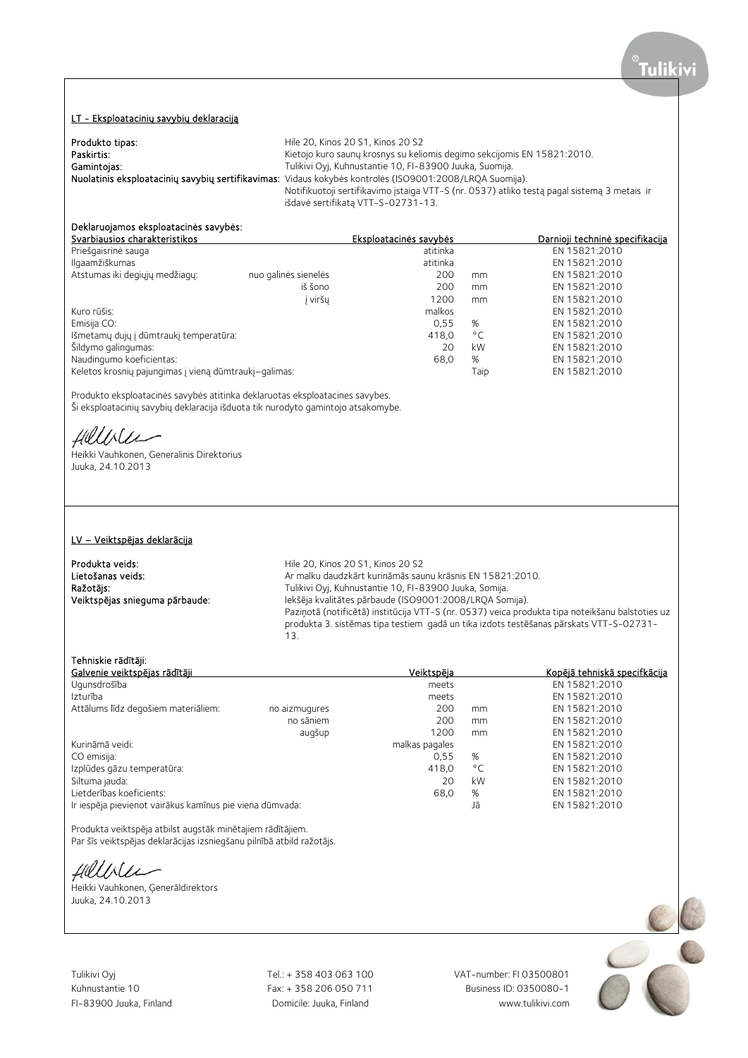## LT - Eksploatacinių savybių deklaracija

**Produkto tipas:** Hile 20, Kinos 20 S1, Kinos 20 S2
**Paskirtis:** Kietojo kuro saunų krosnys su keliomis degimo sekcijomis EN 15821:2010.
**Gamintojas:** Tulikivi Oyj, Kuhnustantie 10, FI-83900 Juuka, Suomija.
**Nuolatinis eksploatacinių savybių sertifikavimas:** Vidaus kokybės kontrolės (ISO9001:2008/LRQA Suomija).
Notifikuotoji sertifikavimo įstaiga VTT-S (nr. 0537) atliko testą pagal sistemą 3 metais ir išdavė sertifikatą VTT-S-02731-13.

**Deklaruojamos eksploatacinės savybės:**

| Svarbiausios charakteristikos | | Eksploatacinės savybės | | Darnioji techninė specifikacija |
|---|---|---|---|---|
| Priešgaisrinė sauga | | atitinka | | EN 15821:2010 |
| Ilgaamžiškumas | | atitinka | | EN 15821:2010 |
| Atstumas iki degiųjų medžiagų: | nuo galinės sienelės | 200 | mm | EN 15821:2010 |
| | iš šono | 200 | mm | EN 15821:2010 |
| | į viršų | 1200 | mm | EN 15821:2010 |
| Kuro rūšis: | | malkos | | EN 15821:2010 |
| Emisija CO: | | 0,55 | % | EN 15821:2010 |
| Išmetamų dujų į dūmtraukį temperatūra: | | 418,0 | °C | EN 15821:2010 |
| Šildymo galingumas: | | 20 | kW | EN 15821:2010 |
| Naudingumo koeficientas: | | 68,0 | % | EN 15821:2010 |
| Keletos krosnių pajungimas į vieną dūmtraukį–galimas: | | | Taip | EN 15821:2010 |

Produkto eksploatacinės savybės atitinka deklaruotas eksploatacines savybes.
Ši eksploatacinių savybių deklaracija išduota tik nurodyto gamintojo atsakomybe.

Heikki Vauhkonen, Generalinis Direktorius
Juuka, 24.10.2013

## LV – Veiktspējas deklarācija

**Produkta veids:** Hile 20, Kinos 20 S1, Kinos 20 S2
**Lietošanas veids:** Ar malku daudzkārt kurināmās saunu krāsnis EN 15821:2010.
**Ražotājs:** Tulikivi Oyj, Kuhnustantie 10, FI-83900 Juuka, Somija.
**Veiktspējas snieguma pārbaude:** Iekšēja kvalitātes pārbaude (ISO9001:2008/LRQA Somija).
Paziņotā (notificētā) institūcija VTT-S (nr. 0537) veica produkta tipa noteikšanu balstoties uz produkta 3. sistēmas tipa testiem gadā un tika izdots testēšanas pārskats VTT-S-02731-13.

**Tehniskie rādītāji:**

| Galvenie veiktspējas rādītāji | | Veiktspēja | | Kopējā tehniskā specifkācija |
|---|---|---|---|---|
| Ugunsdrošība | | meets | | EN 15821:2010 |
| Izturība | | meets | | EN 15821:2010 |
| Attālums līdz degošiem materiāliem: | no aizmugures | 200 | mm | EN 15821:2010 |
| | no sāniem | 200 | mm | EN 15821:2010 |
| | augšup | 1200 | mm | EN 15821:2010 |
| Kurināmā veidi: | | malkas pagales | | EN 15821:2010 |
| CO emisija: | | 0,55 | % | EN 15821:2010 |
| Izplūdes gāzu temperatūra: | | 418,0 | °C | EN 15821:2010 |
| Siltuma jauda: | | 20 | kW | EN 15821:2010 |
| Lietderības koeficients: | | 68,0 | % | EN 15821:2010 |
| Ir iespēja pievienot vairākus kamīnus pie viena dūmvada: | | | Jā | EN 15821:2010 |

Produkta veiktspēja atbilst augstāk minētajiem rādītājiem.
Par šīs veiktspējas deklarācijas izsniegšanu pilnībā atbild ražotājs.

Heikki Vauhkonen, Ģenerāldirektors
Juuka, 24.10.2013

Tulikivi Oyj
Kuhnustantie 10
FI-83900 Juuka, Finland

Tel.: + 358 403 063 100
Fax: + 358 206 050 711
Domicile: Juuka, Finland

VAT-number: FI 03500801
Business ID: 0350080-1
www.tulikivi.com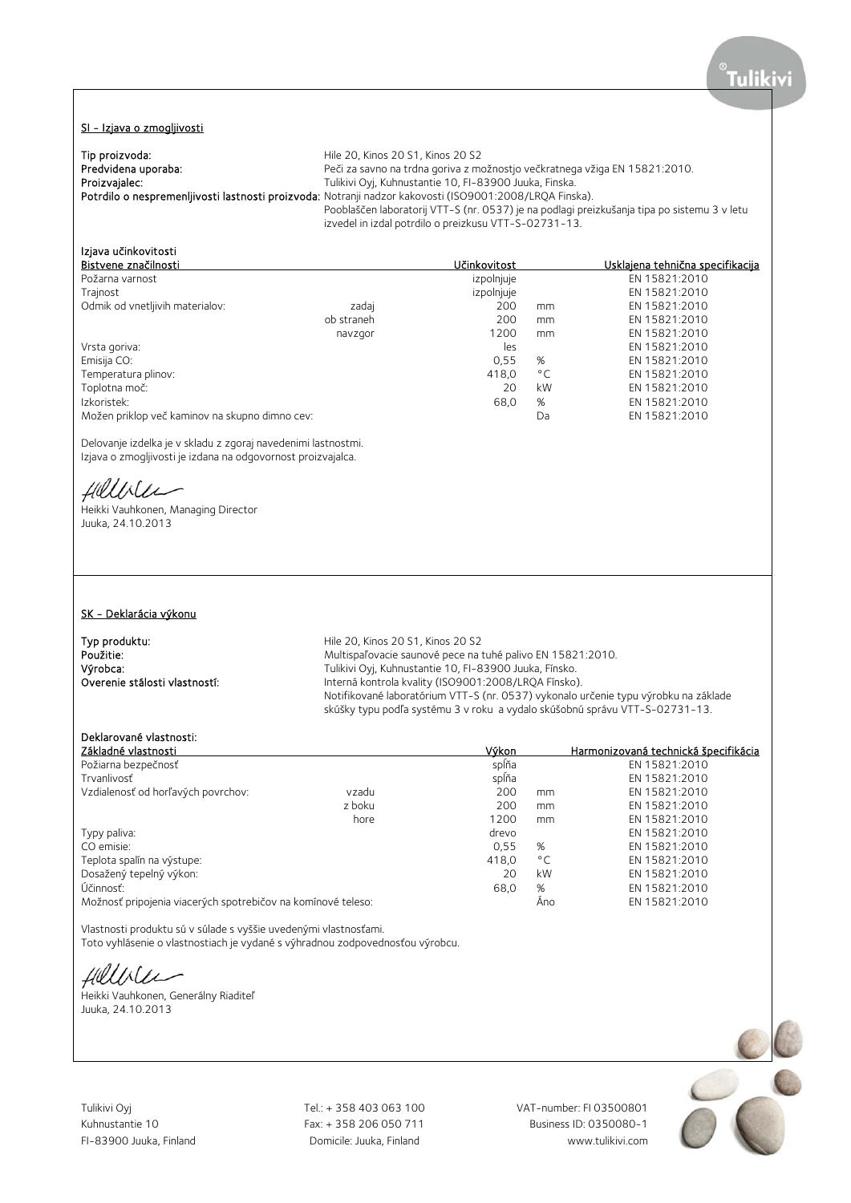## SI - Izjava o zmogljivosti

**Tip proizvoda:** Hile 20, Kinos 20 S1, Kinos 20 S2
**Predvidena uporaba:** Peči za savno na trdna goriva z možnostjo večkratnega vžiga EN 15821:2010.
**Proizvajalec:** Tulikivi Oyj, Kuhnustantie 10, FI-83900 Juuka, Finska.
**Potrdilo o nespremenljivosti lastnosti proizvoda:** Notranji nadzor kakovosti (ISO9001:2008/LRQA Finska).
Pooblaščen laboratorij VTT-S (nr. 0537) je na podlagi preizkušanja tipa po sistemu 3 v letu izvedel in izdal potrdilo o preizkusu VTT-S-02731-13.

**Izjava učinkovitosti**

| Bistvene značilnosti | | Učinkovitost | | Usklajena tehnična specifikacija |
|---|---|---|---|---|
| Požarna varnost | | izpolnjuje | | EN 15821:2010 |
| Trajnost | | izpolnjuje | | EN 15821:2010 |
| Odmik od vnetljivih materialov: | zadaj | 200 | mm | EN 15821:2010 |
| | ob straneh | 200 | mm | EN 15821:2010 |
| | navzgor | 1200 | mm | EN 15821:2010 |
| Vrsta goriva: | | les | | EN 15821:2010 |
| Emisija CO: | | 0,55 | % | EN 15821:2010 |
| Temperatura plinov: | | 418,0 | °C | EN 15821:2010 |
| Toplotna moč: | | 20 | kW | EN 15821:2010 |
| Izkoristek: | | 68,0 | % | EN 15821:2010 |
| Možen priklop več kaminov na skupno dimno cev: | | | Da | EN 15821:2010 |

Delovanje izdelka je v skladu z zgoraj navedenimi lastnostmi.
Izjava o zmogljivosti je izdana na odgovornost proizvajalca.

Heikki Vauhkonen, Managing Director
Juuka, 24.10.2013

## SK - Deklarácia výkonu

**Typ produktu:** Hile 20, Kinos 20 S1, Kinos 20 S2
**Použitie:** Multispaľovacie saunové pece na tuhé palivo EN 15821:2010.
**Výrobca:** Tulikivi Oyj, Kuhnustantie 10, FI-83900 Juuka, Fínsko.
**Overenie stálosti vlastností:** Interná kontrola kvality (ISO9001:2008/LRQA Fínsko).
Notifikované laboratórium VTT-S (nr. 0537) vykonalo určenie typu výrobku na základe skúšky typu podľa systému 3 v roku a vydalo skúšobnú správu VTT-S-02731-13.

**Deklarované vlastnosti:**

| Základné vlastnosti | | Výkon | | Harmonizovaná technická špecifikácia |
|---|---|---|---|---|
| Požiarna bezpečnosť | | spĺňa | | EN 15821:2010 |
| Trvanlivosť | | spĺňa | | EN 15821:2010 |
| Vzdialenosť od horľavých povrchov: | vzadu | 200 | mm | EN 15821:2010 |
| | z boku | 200 | mm | EN 15821:2010 |
| | hore | 1200 | mm | EN 15821:2010 |
| Typy paliva: | | drevo | | EN 15821:2010 |
| CO emisie: | | 0,55 | % | EN 15821:2010 |
| Teplota spalín na výstupe: | | 418,0 | °C | EN 15821:2010 |
| Dosažený tepelný výkon: | | 20 | kW | EN 15821:2010 |
| Účinnosť: | | 68,0 | % | EN 15821:2010 |
| Možnosť pripojenia viacerých spotrebičov na komínové teleso: | | | Áno | EN 15821:2010 |

Vlastnosti produktu sú v súlade s vyššie uvedenými vlastnosťami.
Toto vyhlásenie o vlastnostiach je vydané s výhradnou zodpovednosťou výrobcu.

Heikki Vauhkonen, Generálny Riaditeľ
Juuka, 24.10.2013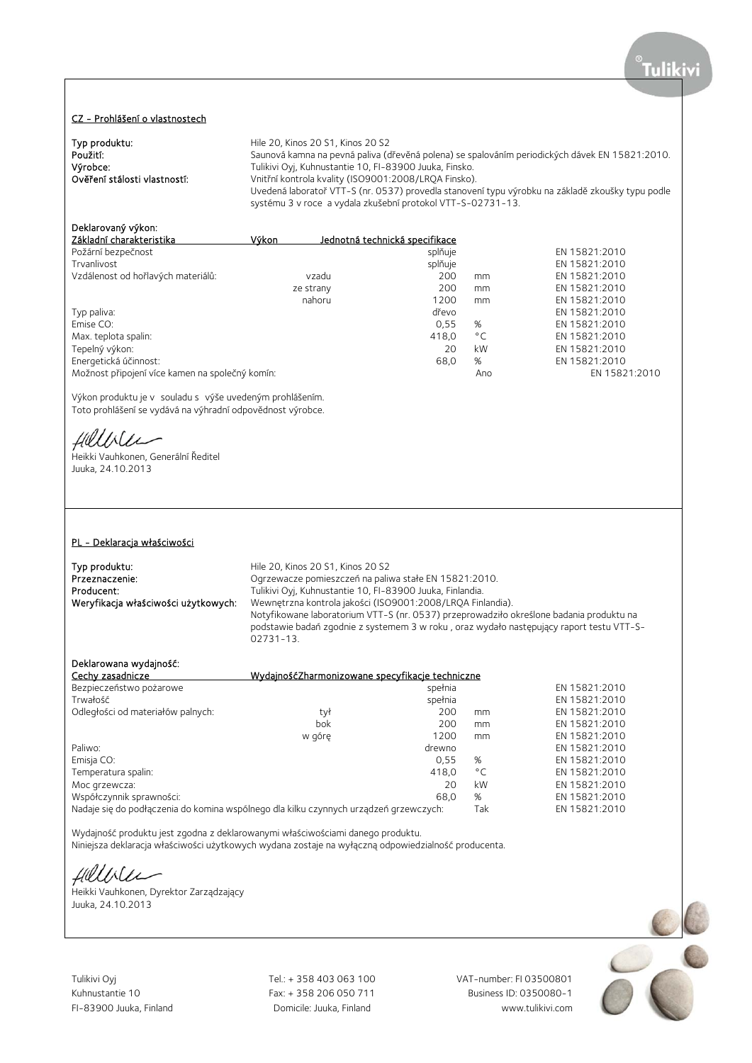## CZ - Prohlášení o vlastnostech

**Typ produktu:** Hile 20, Kinos 20 S1, Kinos 20 S2
**Použití:** Saunová kamna na pevná paliva (dřevěná polena) se spalováním periodických dávek EN 15821:2010.
**Výrobce:** Tulikivi Oyj, Kuhnustantie 10, FI-83900 Juuka, Finsko.
**Ověření stálosti vlastností:** Vnitřní kontrola kvality (ISO9001:2008/LRQA Finsko).
Uvedená laboratoř VTT-S (nr. 0537) provedla stanovení typu výrobku na základě zkoušky typu podle systému 3 v roce a vydala zkušební protokol VTT-S-02731-13.

**Deklarovaný výkon:**

| Základní charakteristika | Výkon | Jednotná technická specifikace | | |
|---|---|---|---|---|
| Požární bezpečnost | | splňuje | | EN 15821:2010 |
| Trvanlivost | | splňuje | | EN 15821:2010 |
| Vzdálenost od hořlavých materiálů: | vzadu | 200 | mm | EN 15821:2010 |
| | ze strany | 200 | mm | EN 15821:2010 |
| | nahoru | 1200 | mm | EN 15821:2010 |
| Typ paliva: | | dřevo | | EN 15821:2010 |
| Emise CO: | | 0,55 | % | EN 15821:2010 |
| Max. teplota spalin: | | 418,0 | °C | EN 15821:2010 |
| Tepelný výkon: | | 20 | kW | EN 15821:2010 |
| Energetická účinnost: | | 68,0 | % | EN 15821:2010 |
| Možnost připojení více kamen na společný komín: | | | Ano | EN 15821:2010 |

Výkon produktu je v souladu s výše uvedeným prohlášením.
Toto prohlášení se vydává na výhradní odpovědnost výrobce.

Heikki Vauhkonen, Generální Ředitel
Juuka, 24.10.2013

## PL - Deklaracja właściwości

**Typ produktu:** Hile 20, Kinos 20 S1, Kinos 20 S2
**Przeznaczenie:** Ogrzewacze pomieszczeń na paliwa stałe EN 15821:2010.
**Producent:** Tulikivi Oyj, Kuhnustantie 10, FI-83900 Juuka, Finlandia.
**Weryfikacja właściwości użytkowych:** Wewnętrzna kontrola jakości (ISO9001:2008/LRQA Finlandia).
Notyfikowane laboratorium VTT-S (nr. 0537) przeprowadziło określone badania produktu na podstawie badań zgodnie z systemem 3 w roku , oraz wydało następujący raport testu VTT-S-02731-13.

**Deklarowana wydajność:**

| Cechy zasadnicze | Wydajność | Zharmonizowane specyfikacje techniczne | | |
|---|---|---|---|---|
| Bezpieczeństwo pożarowe | | spełnia | | EN 15821:2010 |
| Trwałość | | spełnia | | EN 15821:2010 |
| Odległości od materiałów palnych: | tył | 200 | mm | EN 15821:2010 |
| | bok | 200 | mm | EN 15821:2010 |
| | w górę | 1200 | mm | EN 15821:2010 |
| Paliwo: | | drewno | | EN 15821:2010 |
| Emisja CO: | | 0,55 | % | EN 15821:2010 |
| Temperatura spalin: | | 418,0 | °C | EN 15821:2010 |
| Moc grzewcza: | | 20 | kW | EN 15821:2010 |
| Współczynnik sprawności: | | 68,0 | % | EN 15821:2010 |
| Nadaje się do podłączenia do komina wspólnego dla kilku czynnych urządzeń grzewczych: | | | Tak | EN 15821:2010 |

Wydajność produktu jest zgodna z deklarowanymi właściwościami danego produktu.
Niniejsza deklaracja właściwości użytkowych wydana zostaje na wyłączną odpowiedzialność producenta.

Heikki Vauhkonen, Dyrektor Zarządzający
Juuka, 24.10.2013

Tulikivi Oyj
Kuhnustantie 10
FI-83900 Juuka, Finland

Tel.: + 358 403 063 100
Fax: + 358 206 050 711
Domicile: Juuka, Finland

VAT-number: FI 03500801
Business ID: 0350080-1
www.tulikivi.com